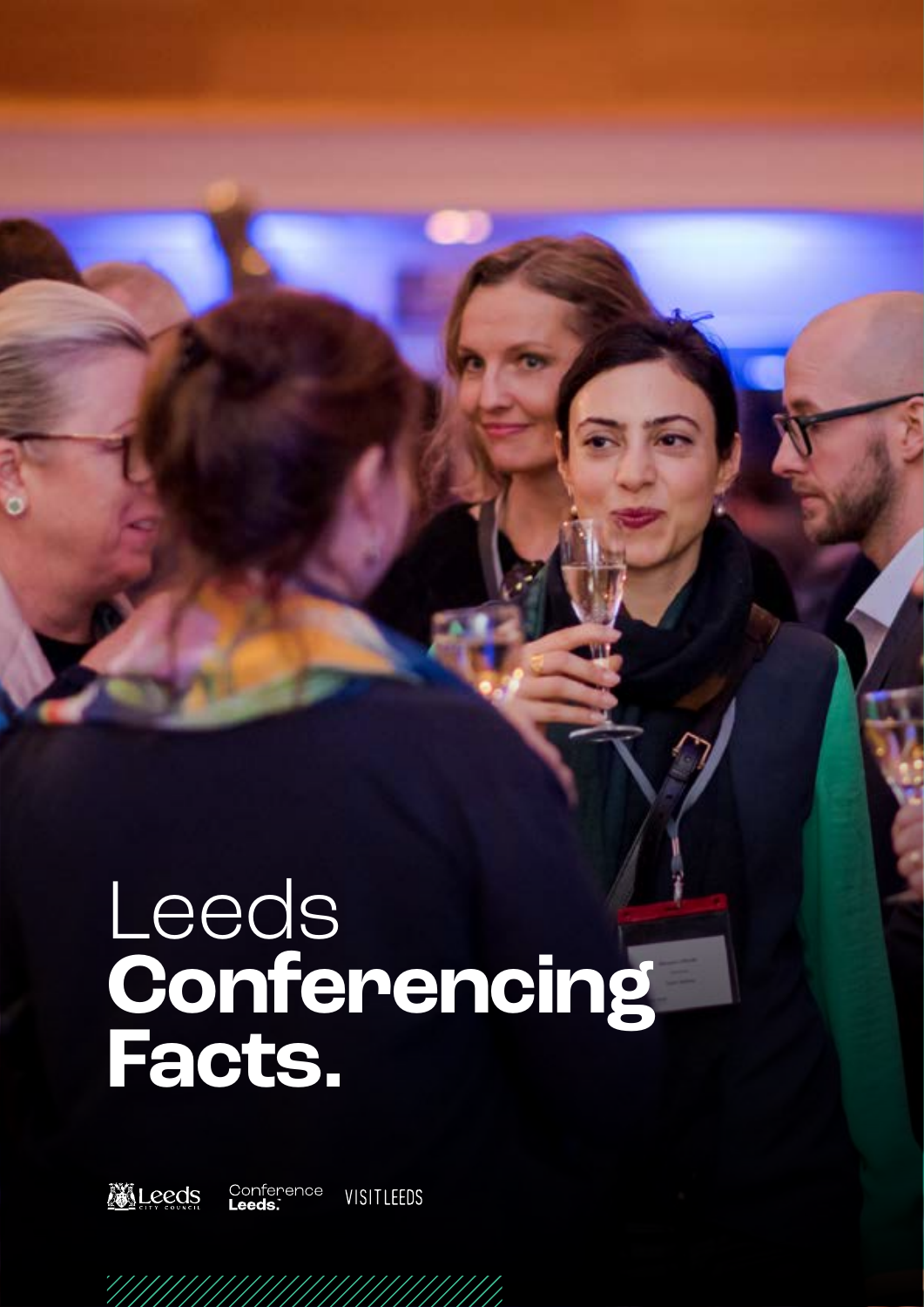# Leeds **Conferencing Facts.**

Leeds City Council · Conference Leeds. · VISIT LEEDS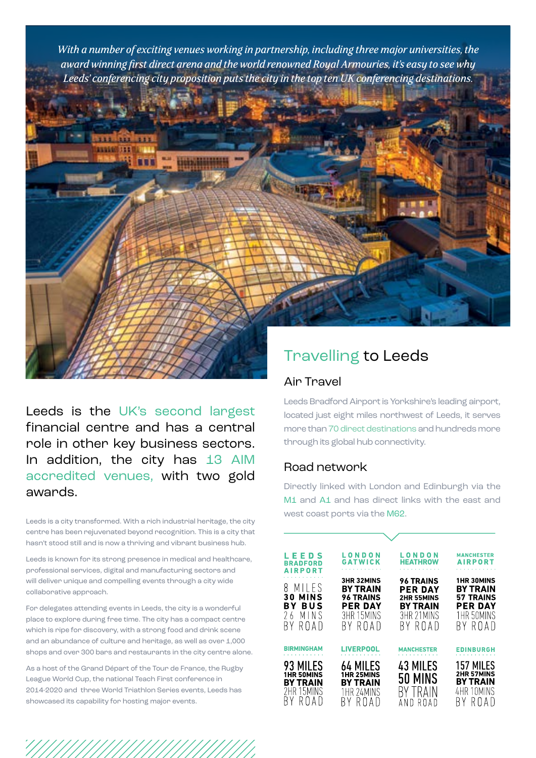*With a number of exciting venues working in partnership, including three major universities, the award winning first direct arena and the world renowned Royal Armouries, it's easy to see why Leeds' conferencing city proposition puts the city in the top ten UK conferencing destinations.*

Leeds is the UK's second largest financial centre and has a central role in other key business sectors. In addition, the city has 13 AIM accredited venues, with two gold awards.

Leeds is a city transformed. With a rich industrial heritage, the city centre has been rejuvenated beyond recognition. This is a city that hasn't stood still and is now a thriving and vibrant business hub.

Leeds is known for its strong presence in medical and healthcare, professional services, digital and manufacturing sectors and will deliver unique and compelling events through a city wide collaborative approach.

For delegates attending events in Leeds, the city is a wonderful place to explore during free time. The city has a compact centre which is ripe for discovery, with a strong food and drink scene and an abundance of culture and heritage, as well as over 1,000 shops and over 300 bars and restaurants in the city centre alone.

As a host of the Grand Départ of the Tour de France, the Rugby League World Cup, the national Teach First conference in 2014-2020 and three World Triathlon Series events, Leeds has showcased its capability for hosting major events.

## Travelling to Leeds

### Air Travel

Leeds Bradford Airport is Yorkshire's leading airport, located just eight miles northwest of Leeds, it serves more than 70 direct destinations and hundreds more through its global hub connectivity.

### Road network

Directly linked with London and Edinburgh via the M1 and A1 and has direct links with the east and west coast ports via the M62.

| Leeds Bradford Airport | London Gatwick | London Heathrow | Manchester Airport |
|---|---|---|---|
| 8 miles<br>30 mins by bus<br>26 mins by road | 3hr 32mins by train<br>96 trains per day<br>3hr 15mins by road | 96 trains per day<br>2hr 55mins by train<br>3hr 21mins by road | 1hr 30mins by train<br>57 trains per day<br>1hr 50mins by road |

| Birmingham | Liverpool | Manchester | Edinburgh |
|---|---|---|---|
| 93 miles<br>1hr 50mins by train<br>2hr 15mins by road | 64 miles<br>1hr 25mins by train<br>1hr 24mins by road | 43 miles<br>50 mins by train and road | 157 miles<br>2hr 57mins by train<br>4hr 10mins by road |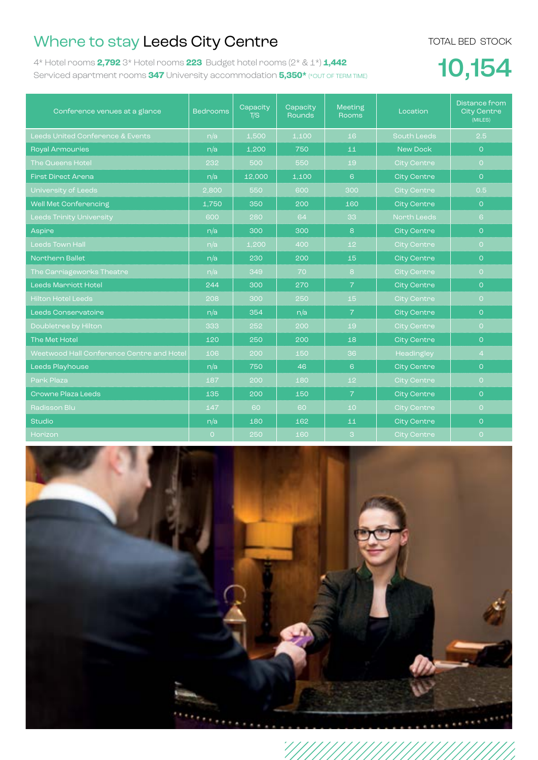# Where to stay Leeds City Centre

4* Hotel rooms **2,792** 3* Hotel rooms **223** Budget hotel rooms (2* & 1*) **1,442**
Serviced apartment rooms **347** University accommodation **5,350*** (*OUT OF TERM TIME)

TOTAL BED STOCK

**10,154**

| Conference venues at a glance | Bedrooms | Capacity T/S | Capacity Rounds | Meeting Rooms | Location | Distance from City Centre (MILES) |
|---|---|---|---|---|---|---|
| Leeds United Conference & Events | n/a | 1,500 | 1,100 | 16 | South Leeds | 2.5 |
| Royal Armouries | n/a | 1,200 | 750 | 11 | New Dock | 0 |
| The Queens Hotel | 232 | 500 | 550 | 19 | City Centre | 0 |
| First Direct Arena | n/a | 12,000 | 1,100 | 6 | City Centre | 0 |
| University of Leeds | 2,800 | 550 | 600 | 300 | City Centre | 0.5 |
| Well Met Conferencing | 1,750 | 350 | 200 | 160 | City Centre | 0 |
| Leeds Trinity University | 600 | 280 | 64 | 33 | North Leeds | 6 |
| Aspire | n/a | 300 | 300 | 8 | City Centre | 0 |
| Leeds Town Hall | n/a | 1,200 | 400 | 12 | City Centre | 0 |
| Northern Ballet | n/a | 230 | 200 | 15 | City Centre | 0 |
| The Carriageworks Theatre | n/a | 349 | 70 | 8 | City Centre | 0 |
| Leeds Marriott Hotel | 244 | 300 | 270 | 7 | City Centre | 0 |
| Hilton Hotel Leeds | 208 | 300 | 250 | 15 | City Centre | 0 |
| Leeds Conservatoire | n/a | 354 | n/a | 7 | City Centre | 0 |
| Doubletree by Hilton | 333 | 252 | 200 | 19 | City Centre | 0 |
| The Met Hotel | 120 | 250 | 200 | 18 | City Centre | 0 |
| Weetwood Hall Conference Centre and Hotel | 106 | 200 | 150 | 36 | Headingley | 4 |
| Leeds Playhouse | n/a | 750 | 46 | 6 | City Centre | 0 |
| Park Plaza | 187 | 200 | 180 | 12 | City Centre | 0 |
| Crowne Plaza Leeds | 135 | 200 | 150 | 7 | City Centre | 0 |
| Radisson Blu | 147 | 60 | 60 | 10 | City Centre | 0 |
| Studio | n/a | 180 | 162 | 11 | City Centre | 0 |
| Horizon | 0 | 250 | 160 | 3 | City Centre | 0 |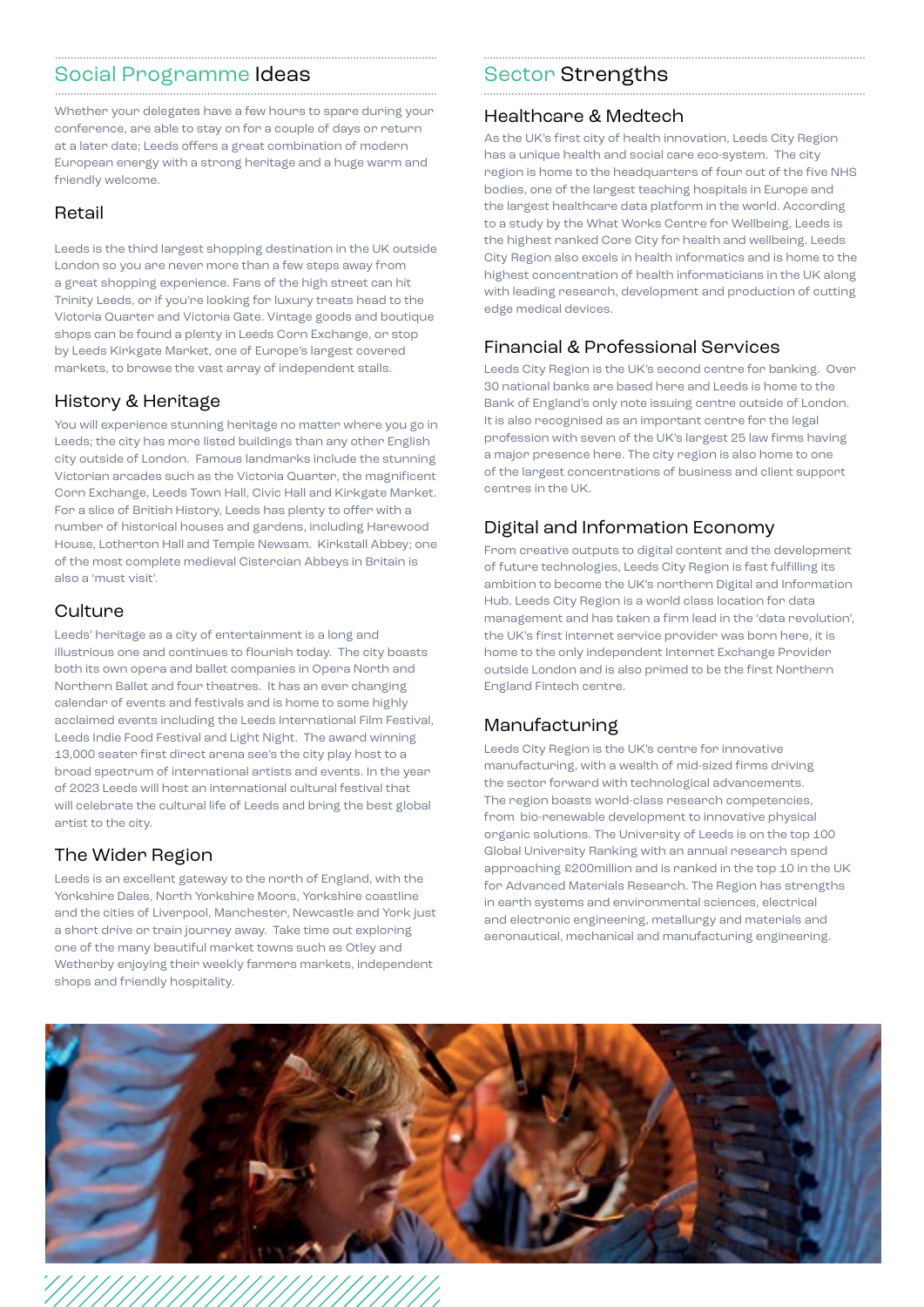## Social Programme Ideas

Whether your delegates have a few hours to spare during your conference, are able to stay on for a couple of days or return at a later date; Leeds offers a great combination of modern European energy with a strong heritage and a huge warm and friendly welcome.

### Retail

Leeds is the third largest shopping destination in the UK outside London so you are never more than a few steps away from a great shopping experience. Fans of the high street can hit Trinity Leeds, or if you're looking for luxury treats head to the Victoria Quarter and Victoria Gate. Vintage goods and boutique shops can be found a plenty in Leeds Corn Exchange, or stop by Leeds Kirkgate Market, one of Europe's largest covered markets, to browse the vast array of independent stalls.

### History & Heritage

You will experience stunning heritage no matter where you go in Leeds; the city has more listed buildings than any other English city outside of London. Famous landmarks include the stunning Victorian arcades such as the Victoria Quarter, the magnificent Corn Exchange, Leeds Town Hall, Civic Hall and Kirkgate Market. For a slice of British History, Leeds has plenty to offer with a number of historical houses and gardens, including Harewood House, Lotherton Hall and Temple Newsam. Kirkstall Abbey; one of the most complete medieval Cistercian Abbeys in Britain is also a 'must visit'.

### Culture

Leeds' heritage as a city of entertainment is a long and illustrious one and continues to flourish today. The city boasts both its own opera and ballet companies in Opera North and Northern Ballet and four theatres. It has an ever changing calendar of events and festivals and is home to some highly acclaimed events including the Leeds International Film Festival, Leeds Indie Food Festival and Light Night. The award winning 13,000 seater first direct arena see's the city play host to a broad spectrum of international artists and events. In the year of 2023 Leeds will host an international cultural festival that will celebrate the cultural life of Leeds and bring the best global artist to the city.

### The Wider Region

Leeds is an excellent gateway to the north of England, with the Yorkshire Dales, North Yorkshire Moors, Yorkshire coastline and the cities of Liverpool, Manchester, Newcastle and York just a short drive or train journey away. Take time out exploring one of the many beautiful market towns such as Otley and Wetherby enjoying their weekly farmers markets, independent shops and friendly hospitality.

## Sector Strengths

### Healthcare & Medtech

As the UK's first city of health innovation, Leeds City Region has a unique health and social care eco-system. The city region is home to the headquarters of four out of the five NHS bodies, one of the largest teaching hospitals in Europe and the largest healthcare data platform in the world. According to a study by the What Works Centre for Wellbeing, Leeds is the highest ranked Core City for health and wellbeing. Leeds City Region also excels in health informatics and is home to the highest concentration of health informaticians in the UK along with leading research, development and production of cutting edge medical devices.

### Financial & Professional Services

Leeds City Region is the UK's second centre for banking. Over 30 national banks are based here and Leeds is home to the Bank of England's only note issuing centre outside of London. It is also recognised as an important centre for the legal profession with seven of the UK's largest 25 law firms having a major presence here. The city region is also home to one of the largest concentrations of business and client support centres in the UK.

### Digital and Information Economy

From creative outputs to digital content and the development of future technologies, Leeds City Region is fast fulfilling its ambition to become the UK's northern Digital and Information Hub. Leeds City Region is a world class location for data management and has taken a firm lead in the 'data revolution', the UK's first internet service provider was born here, it is home to the only independent Internet Exchange Provider outside London and is also primed to be the first Northern England Fintech centre.

### Manufacturing

Leeds City Region is the UK's centre for innovative manufacturing, with a wealth of mid-sized firms driving the sector forward with technological advancements. The region boasts world-class research competencies, from bio-renewable development to innovative physical organic solutions. The University of Leeds is on the top 100 Global University Ranking with an annual research spend approaching £200million and is ranked in the top 10 in the UK for Advanced Materials Research. The Region has strengths in earth systems and environmental sciences, electrical and electronic engineering, metallurgy and materials and aeronautical, mechanical and manufacturing engineering.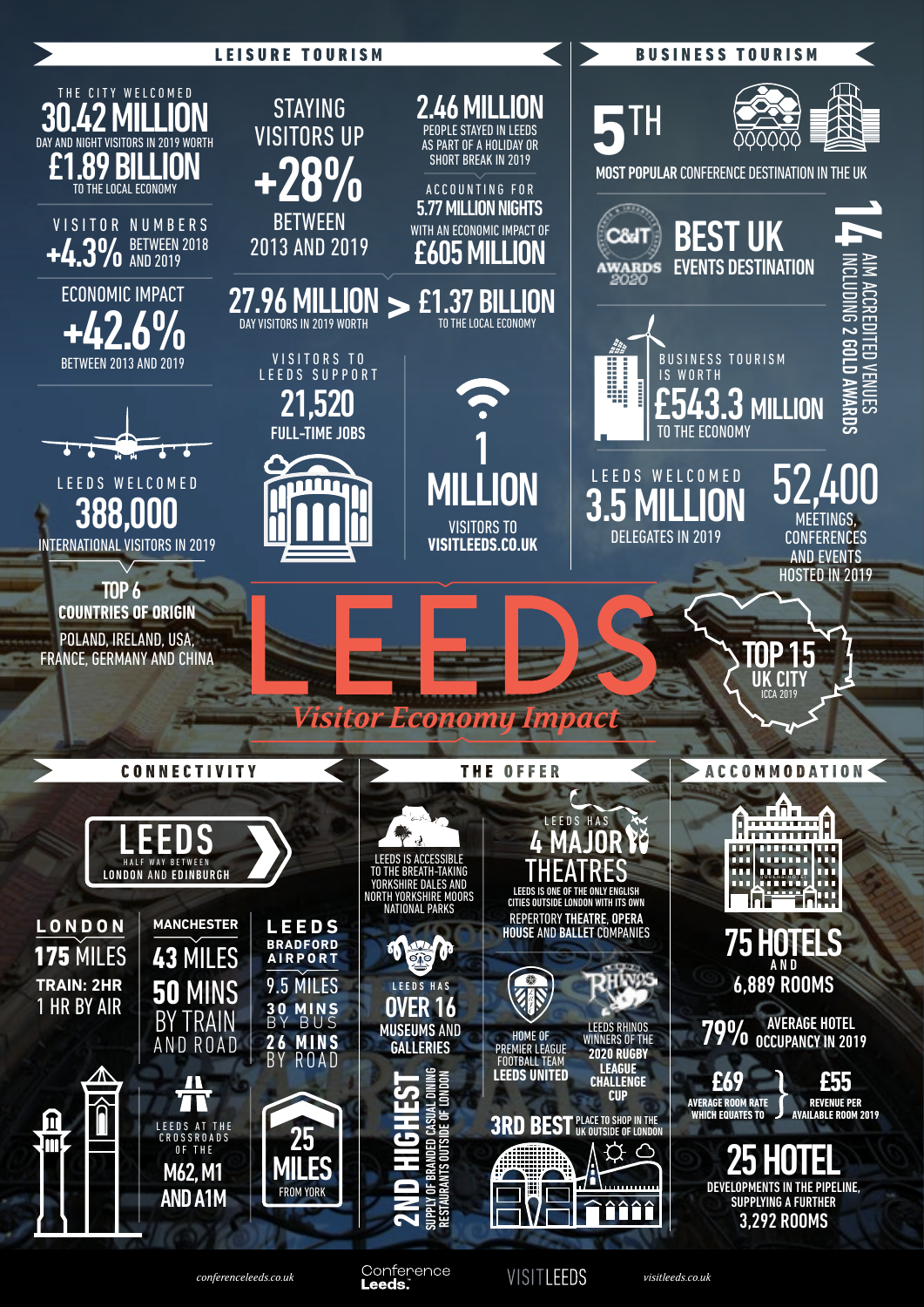# LEEDS

*Visitor Economy Impact*

## LEISURE TOURISM

THE CITY WELCOMED **30.42 MILLION** DAY AND NIGHT VISITORS IN 2019 WORTH **£1.89 BILLION** TO THE LOCAL ECONOMY

STAYING VISITORS UP **+28%** BETWEEN 2013 AND 2019

**2.46 MILLION** PEOPLE STAYED IN LEEDS AS PART OF A HOLIDAY OR SHORT BREAK IN 2019

ACCOUNTING FOR **5.77 MILLION NIGHTS** WITH AN ECONOMIC IMPACT OF **£605 MILLION**

VISITOR NUMBERS **+4.3%** BETWEEN 2018 AND 2019

ECONOMIC IMPACT **+42.6%** BETWEEN 2013 AND 2019

**27.96 MILLION** DAY VISITORS IN 2019 WORTH > **£1.37 BILLION** TO THE LOCAL ECONOMY

VISITORS TO LEEDS SUPPORT **21,520** FULL-TIME JOBS

**1 MILLION** VISITORS TO VISITLEEDS.CO.UK

LEEDS WELCOMED **388,000** INTERNATIONAL VISITORS IN 2019

**TOP 6 COUNTRIES OF ORIGIN**
POLAND, IRELAND, USA, FRANCE, GERMANY AND CHINA

## BUSINESS TOURISM

**5TH MOST POPULAR** CONFERENCE DESTINATION IN THE UK

C&IT AWARDS 2020 **BEST UK EVENTS DESTINATION**

**14** AIM ACCREDITED VENUES INCLUDING 2 GOLD AWARDS

BUSINESS TOURISM IS WORTH **£543.3 MILLION** TO THE ECONOMY

LEEDS WELCOMED **3.5 MILLION** DELEGATES IN 2019

**52,400** MEETINGS, CONFERENCES AND EVENTS HOSTED IN 2019

**TOP 15 UK CITY** ICCA 2019

## CONNECTIVITY

LEEDS — HALF WAY BETWEEN LONDON AND EDINBURGH

**LONDON**
175 MILES
TRAIN: 2HR
1 HR BY AIR

**MANCHESTER**
43 MILES
50 MINS BY TRAIN AND ROAD

**LEEDS BRADFORD AIRPORT**
9.5 MILES
30 MINS BY BUS
26 MINS BY ROAD

LEEDS AT THE CROSSROADS OF THE **M62, M1 AND A1M**

**25 MILES** FROM YORK

## THE OFFER

LEEDS IS ACCESSIBLE TO THE BREATH-TAKING YORKSHIRE DALES AND NORTH YORKSHIRE MOORS NATIONAL PARKS

LEEDS HAS **4 MAJOR THEATRES**
LEEDS IS ONE OF THE ONLY ENGLISH CITIES OUTSIDE LONDON WITH ITS OWN REPERTORY THEATRE, OPERA HOUSE AND BALLET COMPANIES

LEEDS HAS **OVER 16 MUSEUMS AND GALLERIES**

**2ND HIGHEST** SUPPLY OF BRANDED CASUAL DINING RESTAURANTS OUTSIDE OF LONDON

HOME OF PREMIER LEAGUE FOOTBALL TEAM **LEEDS UNITED**

LEEDS RHINOS WINNERS OF THE **2020 RUGBY LEAGUE CHALLENGE CUP**

**3RD BEST** PLACE TO SHOP IN THE UK OUTSIDE OF LONDON

## ACCOMMODATION

**75 HOTELS** AND **6,889 ROOMS**

**79%** AVERAGE HOTEL OCCUPANCY IN 2019

**£69** AVERAGE ROOM RATE WHICH EQUATES TO **£55** REVENUE PER AVAILABLE ROOM 2019

**25 HOTEL** DEVELOPMENTS IN THE PIPELINE, SUPPLYING A FURTHER **3,292 ROOMS**

*conferenceleeds.co.uk* — Conference Leeds. — VISITLEEDS — *visitleeds.co.uk*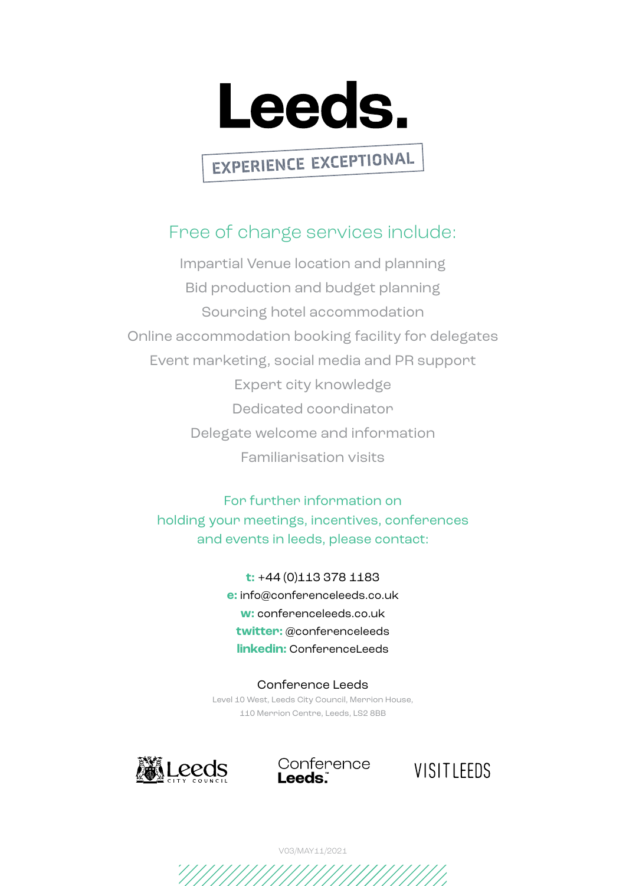# Leeds.

EXPERIENCE EXCEPTIONAL

## Free of charge services include:

Impartial Venue location and planning

Bid production and budget planning

Sourcing hotel accommodation

Online accommodation booking facility for delegates

Event marketing, social media and PR support

Expert city knowledge

Dedicated coordinator

Delegate welcome and information

Familiarisation visits

For further information on holding your meetings, incentives, conferences and events in leeds, please contact:

**t:** +44 (0)113 378 1183
**e:** info@conferenceleeds.co.uk
**w:** conferenceleeds.co.uk
**twitter:** @conferenceleeds
**linkedin:** ConferenceLeeds

Conference Leeds

Level 10 West, Leeds City Council, Merrion House, 110 Merrion Centre, Leeds, LS2 8BB

Leeds City Council | Conference Leeds. | VISIT LEEDS

V03/MAY11/2021